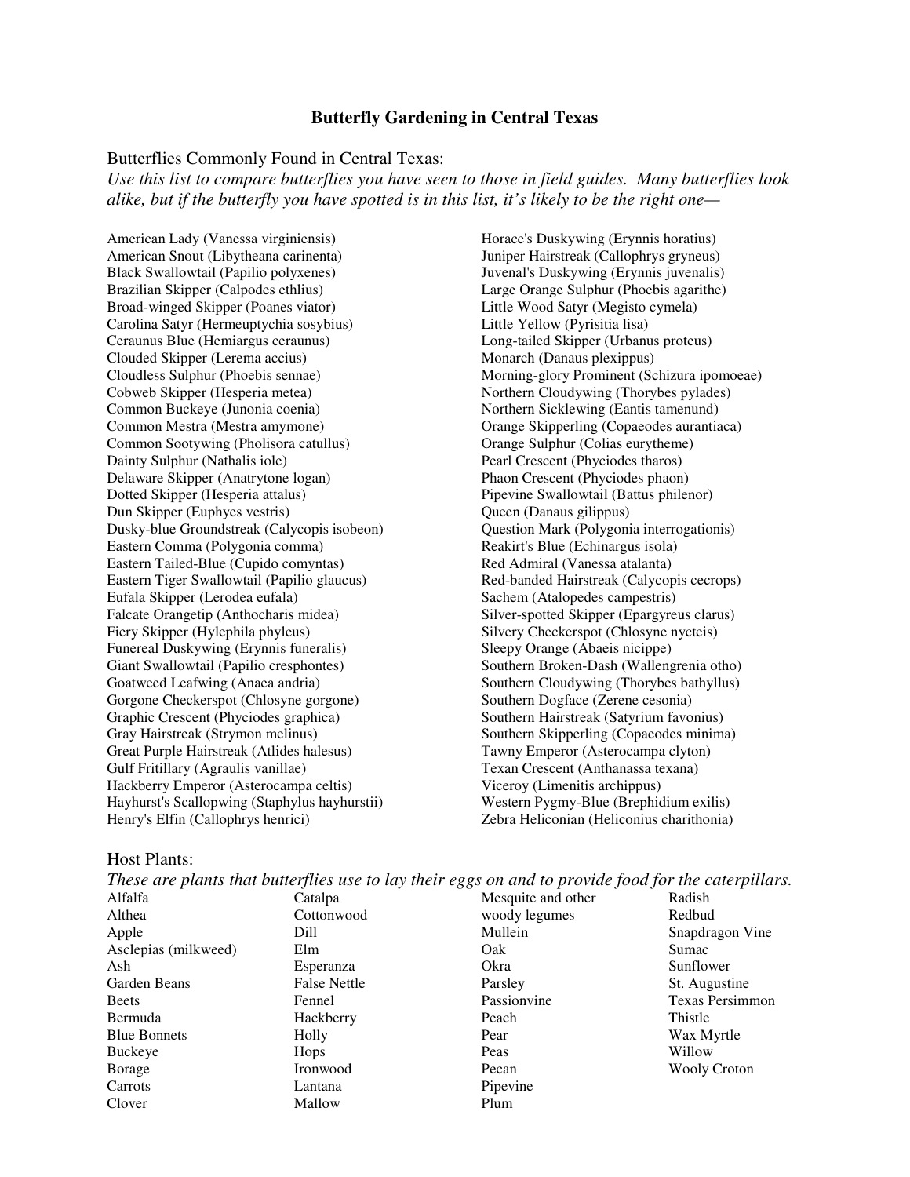# Butterfly Gardening in Central Texas

## Butterflies Commonly Found in Central Texas:

*Use this list to compare butterflies you have seen to those in field guides. Many butterflies look alike, but if the butterfly you have spotted is in this list, it's likely to be the right one—*

- American Lady (Vanessa virginiensis)
- American Snout (Libytheana carinenta)
- Black Swallowtail (Papilio polyxenes)
- Brazilian Skipper (Calpodes ethlius)
- Broad-winged Skipper (Poanes viator)
- Carolina Satyr (Hermeuptychia sosybius)
- Ceraunus Blue (Hemiargus ceraunus)
- Clouded Skipper (Lerema accius)
- Cloudless Sulphur (Phoebis sennae)
- Cobweb Skipper (Hesperia metea)
- Common Buckeye (Junonia coenia)
- Common Mestra (Mestra amymone)
- Common Sootywing (Pholisora catullus)
- Dainty Sulphur (Nathalis iole)
- Delaware Skipper (Anatrytone logan)
- Dotted Skipper (Hesperia attalus)
- Dun Skipper (Euphyes vestris)
- Dusky-blue Groundstreak (Calycopis isobeon)
- Eastern Comma (Polygonia comma)
- Eastern Tailed-Blue (Cupido comyntas)
- Eastern Tiger Swallowtail (Papilio glaucus)
- Eufala Skipper (Lerodea eufala)
- Falcate Orangetip (Anthocharis midea)
- Fiery Skipper (Hylephila phyleus)
- Funereal Duskywing (Erynnis funeralis)
- Giant Swallowtail (Papilio cresphontes)
- Goatweed Leafwing (Anaea andria)
- Gorgone Checkerspot (Chlosyne gorgone)
- Graphic Crescent (Phyciodes graphica)
- Gray Hairstreak (Strymon melinus)
- Great Purple Hairstreak (Atlides halesus)
- Gulf Fritillary (Agraulis vanillae)
- Hackberry Emperor (Asterocampa celtis)
- Hayhurst's Scallopwing (Staphylus hayhurstii)
- Henry's Elfin (Callophrys henrici)
- Horace's Duskywing (Erynnis horatius)
- Juniper Hairstreak (Callophrys gryneus)
- Juvenal's Duskywing (Erynnis juvenalis)
- Large Orange Sulphur (Phoebis agarithe)
- Little Wood Satyr (Megisto cymela)
- Little Yellow (Pyrisitia lisa)
- Long-tailed Skipper (Urbanus proteus)
- Monarch (Danaus plexippus)
- Morning-glory Prominent (Schizura ipomoeae)
- Northern Cloudywing (Thorybes pylades)
- Northern Sicklewing (Eantis tamenund)
- Orange Skipperling (Copaeodes aurantiaca)
- Orange Sulphur (Colias eurytheme)
- Pearl Crescent (Phyciodes tharos)
- Phaon Crescent (Phyciodes phaon)
- Pipevine Swallowtail (Battus philenor)
- Queen (Danaus gilippus)
- Question Mark (Polygonia interrogationis)
- Reakirt's Blue (Echinargus isola)
- Red Admiral (Vanessa atalanta)
- Red-banded Hairstreak (Calycopis cecrops)
- Sachem (Atalopedes campestris)
- Silver-spotted Skipper (Epargyreus clarus)
- Silvery Checkerspot (Chlosyne nycteis)
- Sleepy Orange (Abaeis nicippe)
- Southern Broken-Dash (Wallengrenia otho)
- Southern Cloudywing (Thorybes bathyllus)
- Southern Dogface (Zerene cesonia)
- Southern Hairstreak (Satyrium favonius)
- Southern Skipperling (Copaeodes minima)
- Tawny Emperor (Asterocampa clyton)
- Texan Crescent (Anthanassa texana)
- Viceroy (Limenitis archippus)
- Western Pygmy-Blue (Brephidium exilis)
- Zebra Heliconian (Heliconius charithonia)

## Host Plants:

*These are plants that butterflies use to lay their eggs on and to provide food for the caterpillars.*

- Alfalfa
- Althea
- Apple
- Asclepias (milkweed)
- Ash
- Garden Beans
- Beets
- Bermuda
- Blue Bonnets
- Buckeye
- Borage
- Carrots
- Clover
- Catalpa
- Cottonwood
- Dill
- Elm
- Esperanza
- False Nettle
- Fennel
- Hackberry
- Holly
- Hops
- Ironwood
- Lantana
- Mallow
- Mesquite and other woody legumes
- Mullein
- Oak
- Okra
- Parsley
- Passionvine
- Peach
- Pear
- Peas
- Pecan
- Pipevine
- Plum
- Radish
- Redbud
- Snapdragon Vine
- Sumac
- Sunflower
- St. Augustine
- Texas Persimmon
- Thistle
- Wax Myrtle
- Willow
- Wooly Croton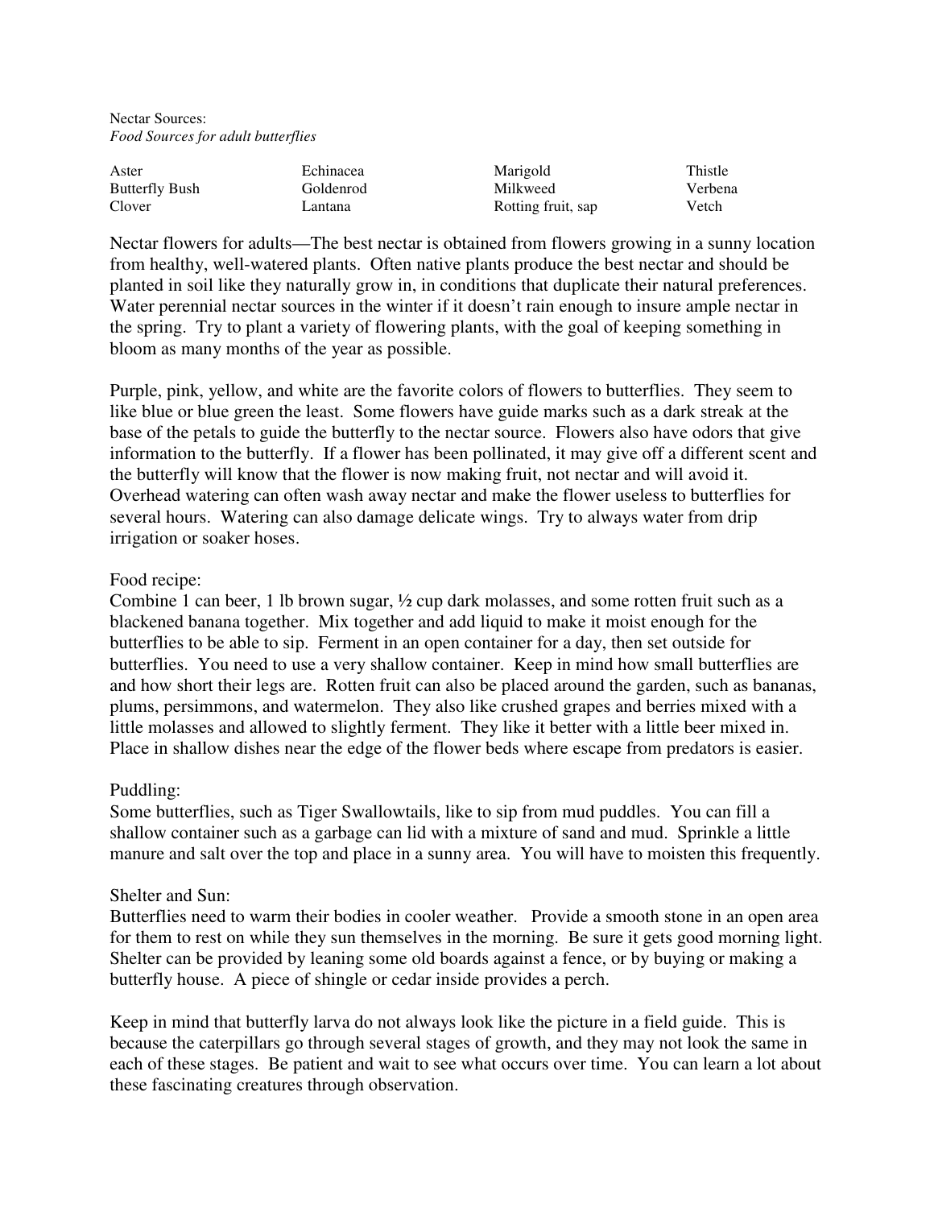Nectar Sources:
*Food Sources for adult butterflies*

| | | | |
|---|---|---|---|
| Aster | Echinacea | Marigold | Thistle |
| Butterfly Bush | Goldenrod | Milkweed | Verbena |
| Clover | Lantana | Rotting fruit, sap | Vetch |

Nectar flowers for adults—The best nectar is obtained from flowers growing in a sunny location from healthy, well-watered plants. Often native plants produce the best nectar and should be planted in soil like they naturally grow in, in conditions that duplicate their natural preferences. Water perennial nectar sources in the winter if it doesn't rain enough to insure ample nectar in the spring. Try to plant a variety of flowering plants, with the goal of keeping something in bloom as many months of the year as possible.

Purple, pink, yellow, and white are the favorite colors of flowers to butterflies. They seem to like blue or blue green the least. Some flowers have guide marks such as a dark streak at the base of the petals to guide the butterfly to the nectar source. Flowers also have odors that give information to the butterfly. If a flower has been pollinated, it may give off a different scent and the butterfly will know that the flower is now making fruit, not nectar and will avoid it. Overhead watering can often wash away nectar and make the flower useless to butterflies for several hours. Watering can also damage delicate wings. Try to always water from drip irrigation or soaker hoses.

Food recipe:
Combine 1 can beer, 1 lb brown sugar, ½ cup dark molasses, and some rotten fruit such as a blackened banana together. Mix together and add liquid to make it moist enough for the butterflies to be able to sip. Ferment in an open container for a day, then set outside for butterflies. You need to use a very shallow container. Keep in mind how small butterflies are and how short their legs are. Rotten fruit can also be placed around the garden, such as bananas, plums, persimmons, and watermelon. They also like crushed grapes and berries mixed with a little molasses and allowed to slightly ferment. They like it better with a little beer mixed in. Place in shallow dishes near the edge of the flower beds where escape from predators is easier.

Puddling:
Some butterflies, such as Tiger Swallowtails, like to sip from mud puddles. You can fill a shallow container such as a garbage can lid with a mixture of sand and mud. Sprinkle a little manure and salt over the top and place in a sunny area. You will have to moisten this frequently.

Shelter and Sun:
Butterflies need to warm their bodies in cooler weather. Provide a smooth stone in an open area for them to rest on while they sun themselves in the morning. Be sure it gets good morning light. Shelter can be provided by leaning some old boards against a fence, or by buying or making a butterfly house. A piece of shingle or cedar inside provides a perch.

Keep in mind that butterfly larva do not always look like the picture in a field guide. This is because the caterpillars go through several stages of growth, and they may not look the same in each of these stages. Be patient and wait to see what occurs over time. You can learn a lot about these fascinating creatures through observation.